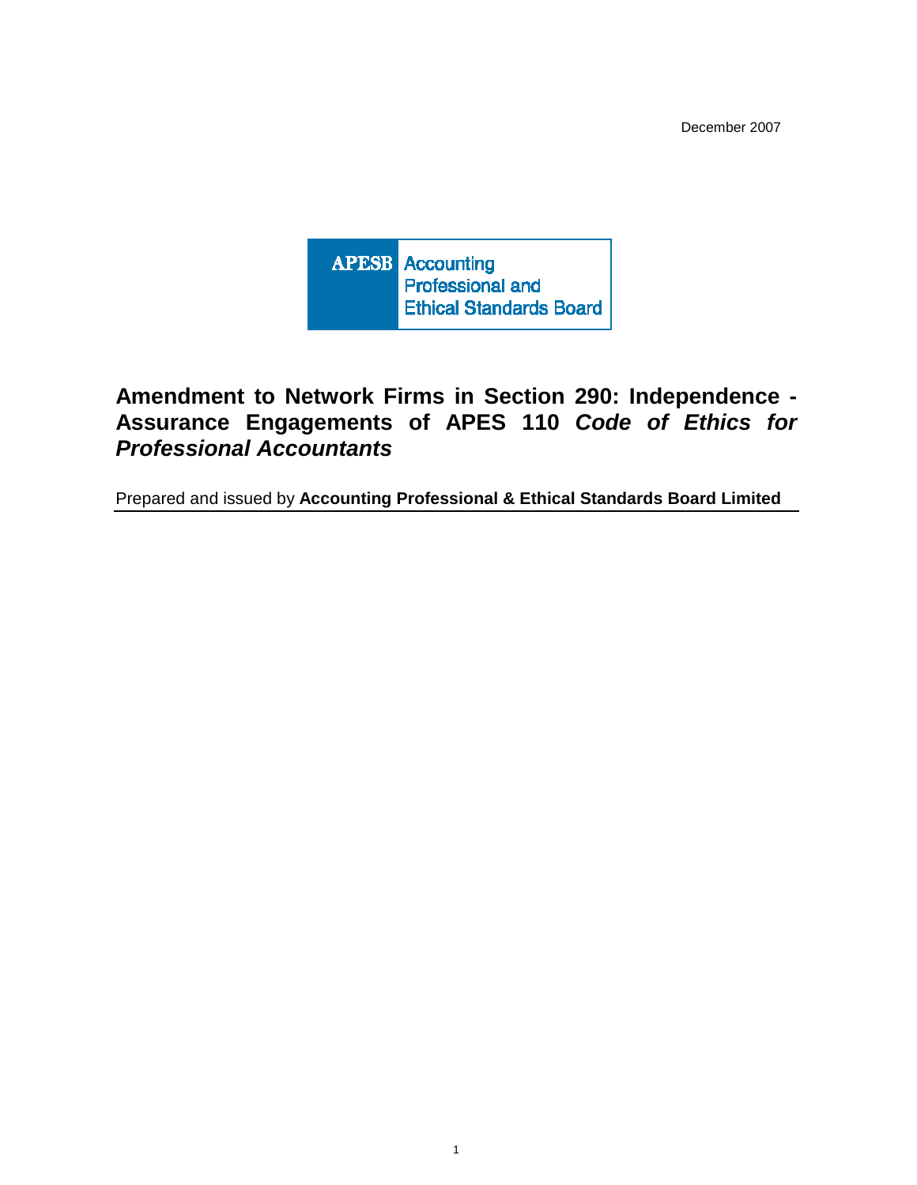December 2007

APESB Accounting Professional and Ethical Standards Board

# Amendment to Network Firms in Section 290: Independence - Assurance Engagements of APES 110 *Code of Ethics for Professional Accountants*

Prepared and issued by **Accounting Professional & Ethical Standards Board Limited**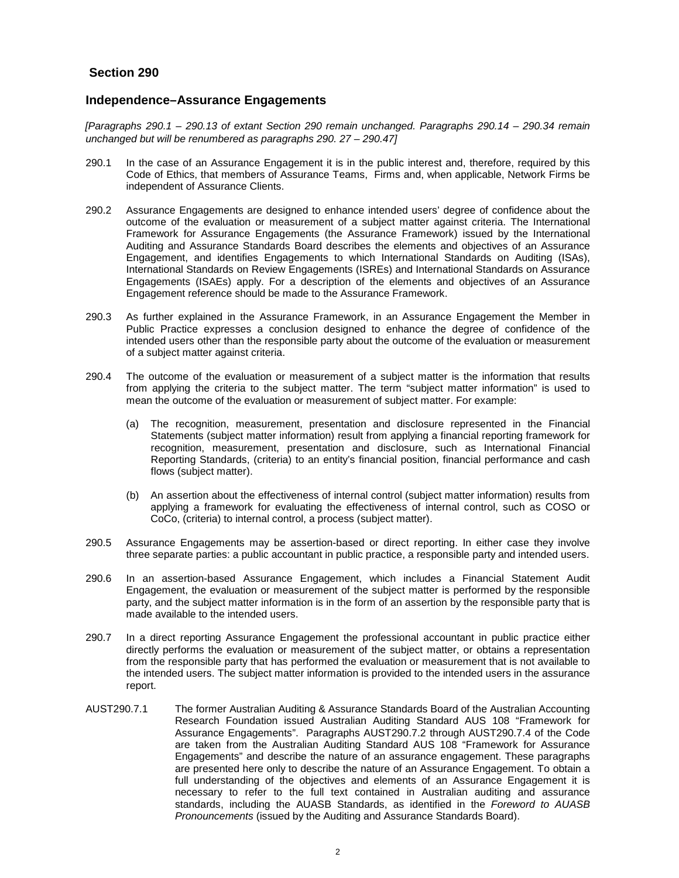## Section 290

### Independence–Assurance Engagements

*[Paragraphs 290.1 – 290.13 of extant Section 290 remain unchanged. Paragraphs 290.14 – 290.34 remain unchanged but will be renumbered as paragraphs 290. 27 – 290.47]*

290.1 In the case of an Assurance Engagement it is in the public interest and, therefore, required by this Code of Ethics, that members of Assurance Teams, Firms and, when applicable, Network Firms be independent of Assurance Clients.

290.2 Assurance Engagements are designed to enhance intended users' degree of confidence about the outcome of the evaluation or measurement of a subject matter against criteria. The International Framework for Assurance Engagements (the Assurance Framework) issued by the International Auditing and Assurance Standards Board describes the elements and objectives of an Assurance Engagement, and identifies Engagements to which International Standards on Auditing (ISAs), International Standards on Review Engagements (ISREs) and International Standards on Assurance Engagements (ISAEs) apply. For a description of the elements and objectives of an Assurance Engagement reference should be made to the Assurance Framework.

290.3 As further explained in the Assurance Framework, in an Assurance Engagement the Member in Public Practice expresses a conclusion designed to enhance the degree of confidence of the intended users other than the responsible party about the outcome of the evaluation or measurement of a subject matter against criteria.

290.4 The outcome of the evaluation or measurement of a subject matter is the information that results from applying the criteria to the subject matter. The term "subject matter information" is used to mean the outcome of the evaluation or measurement of subject matter. For example:

(a) The recognition, measurement, presentation and disclosure represented in the Financial Statements (subject matter information) result from applying a financial reporting framework for recognition, measurement, presentation and disclosure, such as International Financial Reporting Standards, (criteria) to an entity's financial position, financial performance and cash flows (subject matter).

(b) An assertion about the effectiveness of internal control (subject matter information) results from applying a framework for evaluating the effectiveness of internal control, such as COSO or CoCo, (criteria) to internal control, a process (subject matter).

290.5 Assurance Engagements may be assertion-based or direct reporting. In either case they involve three separate parties: a public accountant in public practice, a responsible party and intended users.

290.6 In an assertion-based Assurance Engagement, which includes a Financial Statement Audit Engagement, the evaluation or measurement of the subject matter is performed by the responsible party, and the subject matter information is in the form of an assertion by the responsible party that is made available to the intended users.

290.7 In a direct reporting Assurance Engagement the professional accountant in public practice either directly performs the evaluation or measurement of the subject matter, or obtains a representation from the responsible party that has performed the evaluation or measurement that is not available to the intended users. The subject matter information is provided to the intended users in the assurance report.

AUST290.7.1 The former Australian Auditing & Assurance Standards Board of the Australian Accounting Research Foundation issued Australian Auditing Standard AUS 108 "Framework for Assurance Engagements". Paragraphs AUST290.7.2 through AUST290.7.4 of the Code are taken from the Australian Auditing Standard AUS 108 "Framework for Assurance Engagements" and describe the nature of an assurance engagement. These paragraphs are presented here only to describe the nature of an Assurance Engagement. To obtain a full understanding of the objectives and elements of an Assurance Engagement it is necessary to refer to the full text contained in Australian auditing and assurance standards, including the AUASB Standards, as identified in the *Foreword to AUASB Pronouncements* (issued by the Auditing and Assurance Standards Board).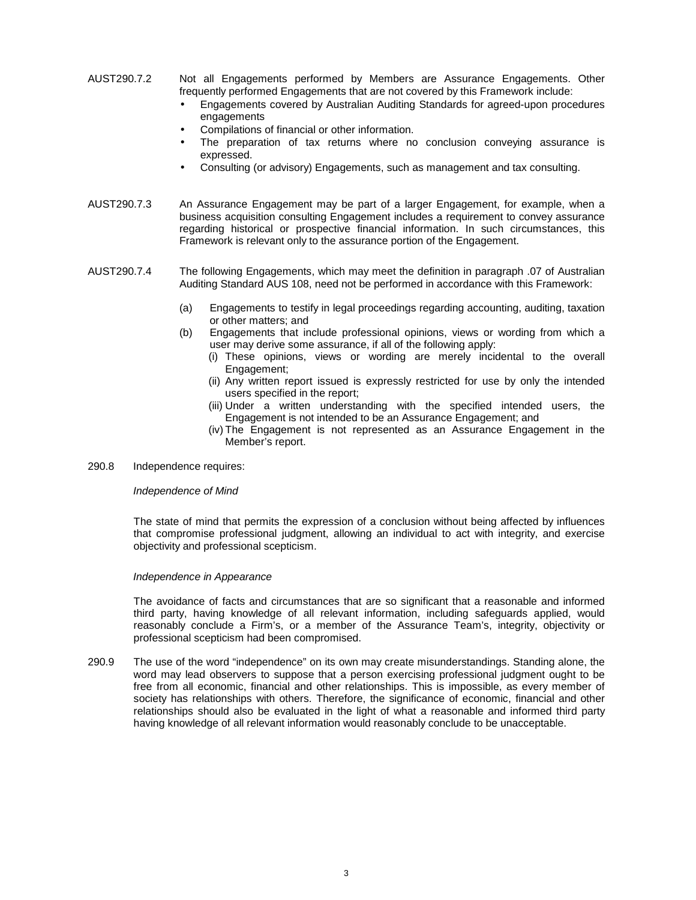AUST290.7.2 Not all Engagements performed by Members are Assurance Engagements. Other frequently performed Engagements that are not covered by this Framework include:

- Engagements covered by Australian Auditing Standards for agreed-upon procedures engagements
- Compilations of financial or other information.
- The preparation of tax returns where no conclusion conveying assurance is expressed.
- Consulting (or advisory) Engagements, such as management and tax consulting.

AUST290.7.3 An Assurance Engagement may be part of a larger Engagement, for example, when a business acquisition consulting Engagement includes a requirement to convey assurance regarding historical or prospective financial information. In such circumstances, this Framework is relevant only to the assurance portion of the Engagement.

AUST290.7.4 The following Engagements, which may meet the definition in paragraph .07 of Australian Auditing Standard AUS 108, need not be performed in accordance with this Framework:

(a) Engagements to testify in legal proceedings regarding accounting, auditing, taxation or other matters; and

(b) Engagements that include professional opinions, views or wording from which a user may derive some assurance, if all of the following apply:

(i) These opinions, views or wording are merely incidental to the overall Engagement;

(ii) Any written report issued is expressly restricted for use by only the intended users specified in the report;

(iii) Under a written understanding with the specified intended users, the Engagement is not intended to be an Assurance Engagement; and

(iv) The Engagement is not represented as an Assurance Engagement in the Member's report.

290.8 Independence requires:

*Independence of Mind*

The state of mind that permits the expression of a conclusion without being affected by influences that compromise professional judgment, allowing an individual to act with integrity, and exercise objectivity and professional scepticism.

*Independence in Appearance*

The avoidance of facts and circumstances that are so significant that a reasonable and informed third party, having knowledge of all relevant information, including safeguards applied, would reasonably conclude a Firm's, or a member of the Assurance Team's, integrity, objectivity or professional scepticism had been compromised.

290.9 The use of the word "independence" on its own may create misunderstandings. Standing alone, the word may lead observers to suppose that a person exercising professional judgment ought to be free from all economic, financial and other relationships. This is impossible, as every member of society has relationships with others. Therefore, the significance of economic, financial and other relationships should also be evaluated in the light of what a reasonable and informed third party having knowledge of all relevant information would reasonably conclude to be unacceptable.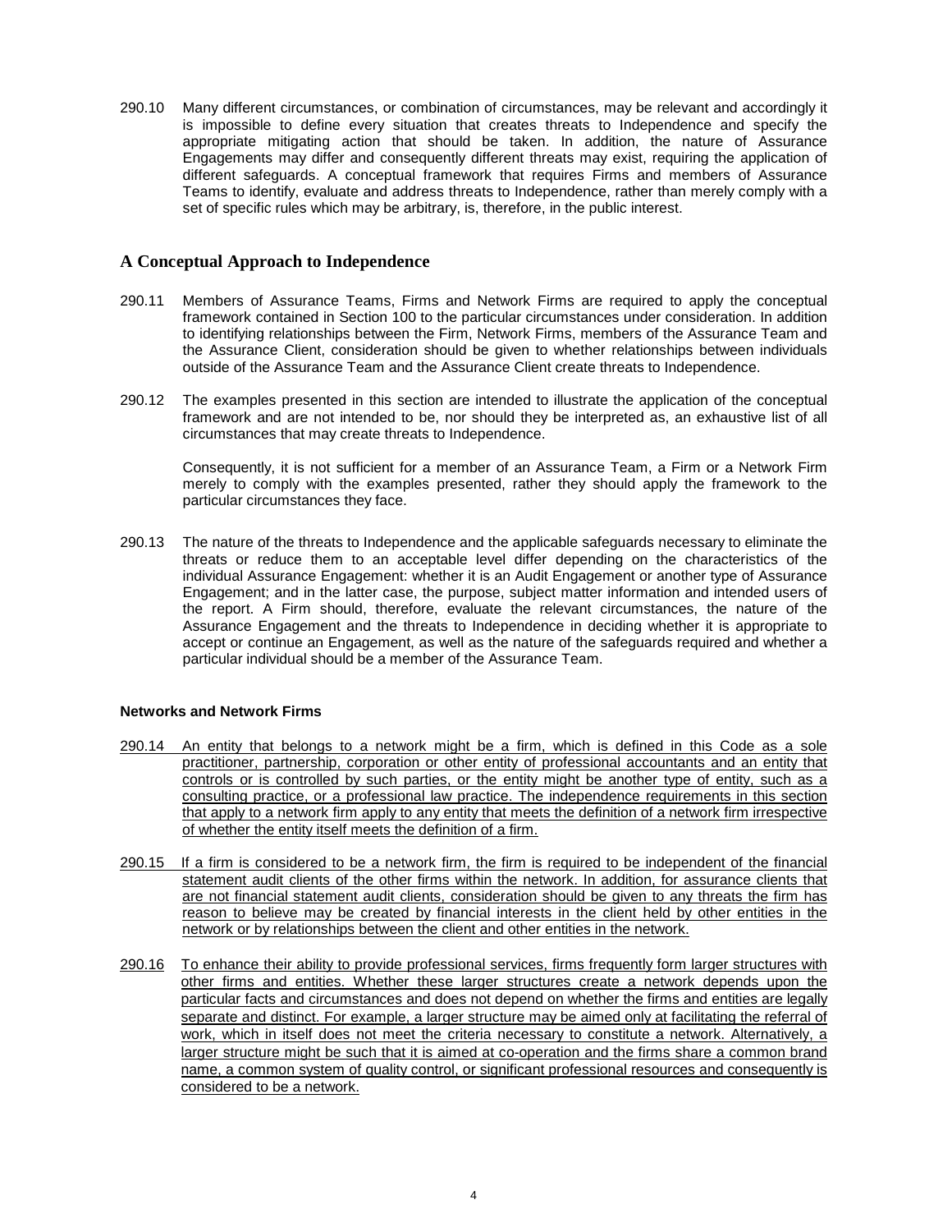290.10 Many different circumstances, or combination of circumstances, may be relevant and accordingly it is impossible to define every situation that creates threats to Independence and specify the appropriate mitigating action that should be taken. In addition, the nature of Assurance Engagements may differ and consequently different threats may exist, requiring the application of different safeguards. A conceptual framework that requires Firms and members of Assurance Teams to identify, evaluate and address threats to Independence, rather than merely comply with a set of specific rules which may be arbitrary, is, therefore, in the public interest.

## A Conceptual Approach to Independence

290.11 Members of Assurance Teams, Firms and Network Firms are required to apply the conceptual framework contained in Section 100 to the particular circumstances under consideration. In addition to identifying relationships between the Firm, Network Firms, members of the Assurance Team and the Assurance Client, consideration should be given to whether relationships between individuals outside of the Assurance Team and the Assurance Client create threats to Independence.

290.12 The examples presented in this section are intended to illustrate the application of the conceptual framework and are not intended to be, nor should they be interpreted as, an exhaustive list of all circumstances that may create threats to Independence.

Consequently, it is not sufficient for a member of an Assurance Team, a Firm or a Network Firm merely to comply with the examples presented, rather they should apply the framework to the particular circumstances they face.

290.13 The nature of the threats to Independence and the applicable safeguards necessary to eliminate the threats or reduce them to an acceptable level differ depending on the characteristics of the individual Assurance Engagement: whether it is an Audit Engagement or another type of Assurance Engagement; and in the latter case, the purpose, subject matter information and intended users of the report. A Firm should, therefore, evaluate the relevant circumstances, the nature of the Assurance Engagement and the threats to Independence in deciding whether it is appropriate to accept or continue an Engagement, as well as the nature of the safeguards required and whether a particular individual should be a member of the Assurance Team.

### Networks and Network Firms

<u>290.14 An entity that belongs to a network might be a firm, which is defined in this Code as a sole practitioner, partnership, corporation or other entity of professional accountants and an entity that controls or is controlled by such parties, or the entity might be another type of entity, such as a consulting practice, or a professional law practice. The independence requirements in this section that apply to a network firm apply to any entity that meets the definition of a network firm irrespective of whether the entity itself meets the definition of a firm.</u>

<u>290.15 If a firm is considered to be a network firm, the firm is required to be independent of the financial statement audit clients of the other firms within the network. In addition, for assurance clients that are not financial statement audit clients, consideration should be given to any threats the firm has reason to believe may be created by financial interests in the client held by other entities in the network or by relationships between the client and other entities in the network.</u>

<u>290.16 To enhance their ability to provide professional services, firms frequently form larger structures with other firms and entities. Whether these larger structures create a network depends upon the particular facts and circumstances and does not depend on whether the firms and entities are legally separate and distinct. For example, a larger structure may be aimed only at facilitating the referral of work, which in itself does not meet the criteria necessary to constitute a network. Alternatively, a larger structure might be such that it is aimed at co-operation and the firms share a common brand name, a common system of quality control, or significant professional resources and consequently is considered to be a network.</u>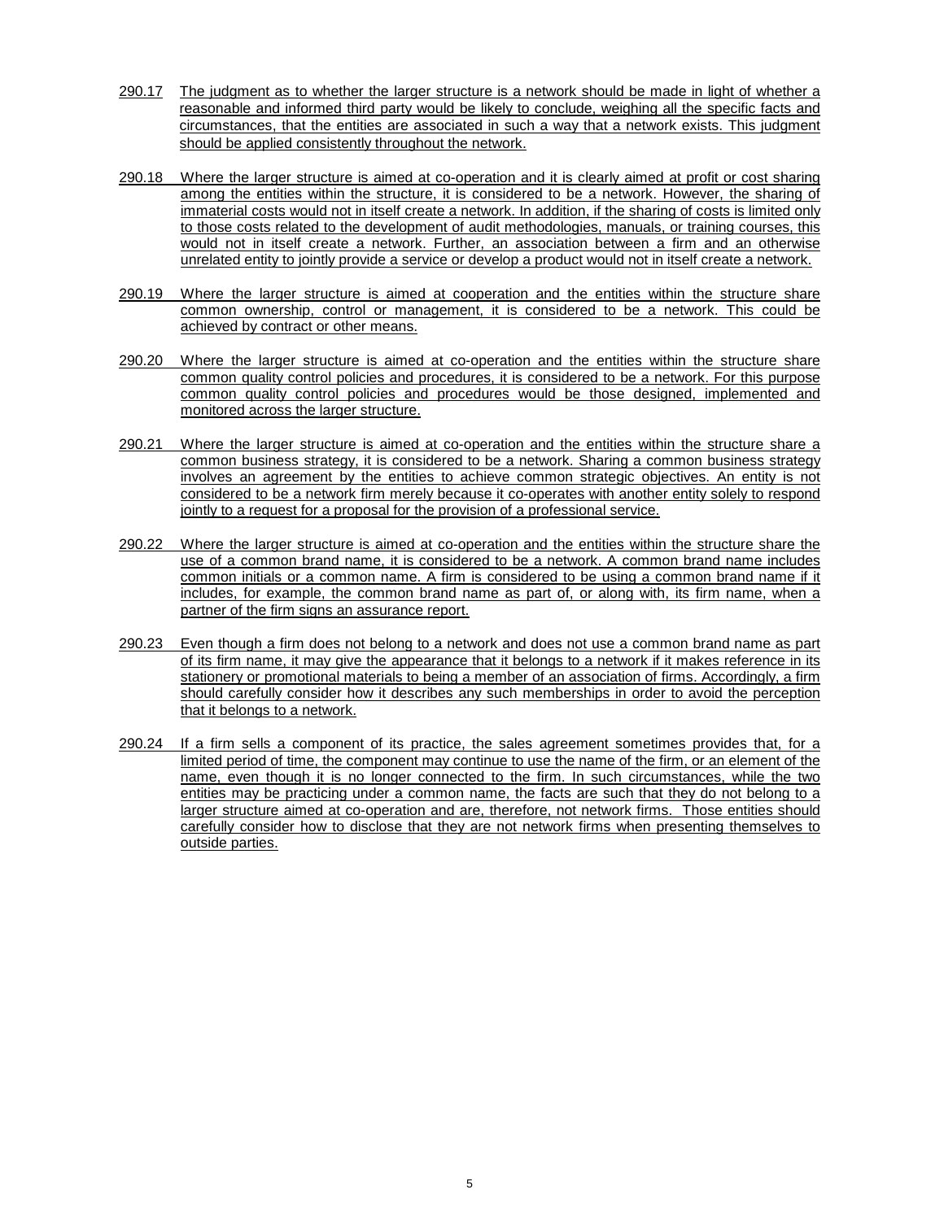290.17 The judgment as to whether the larger structure is a network should be made in light of whether a reasonable and informed third party would be likely to conclude, weighing all the specific facts and circumstances, that the entities are associated in such a way that a network exists. This judgment should be applied consistently throughout the network.

290.18 Where the larger structure is aimed at co-operation and it is clearly aimed at profit or cost sharing among the entities within the structure, it is considered to be a network. However, the sharing of immaterial costs would not in itself create a network. In addition, if the sharing of costs is limited only to those costs related to the development of audit methodologies, manuals, or training courses, this would not in itself create a network. Further, an association between a firm and an otherwise unrelated entity to jointly provide a service or develop a product would not in itself create a network.

290.19 Where the larger structure is aimed at cooperation and the entities within the structure share common ownership, control or management, it is considered to be a network. This could be achieved by contract or other means.

290.20 Where the larger structure is aimed at co-operation and the entities within the structure share common quality control policies and procedures, it is considered to be a network. For this purpose common quality control policies and procedures would be those designed, implemented and monitored across the larger structure.

290.21 Where the larger structure is aimed at co-operation and the entities within the structure share a common business strategy, it is considered to be a network. Sharing a common business strategy involves an agreement by the entities to achieve common strategic objectives. An entity is not considered to be a network firm merely because it co-operates with another entity solely to respond jointly to a request for a proposal for the provision of a professional service.

290.22 Where the larger structure is aimed at co-operation and the entities within the structure share the use of a common brand name, it is considered to be a network. A common brand name includes common initials or a common name. A firm is considered to be using a common brand name if it includes, for example, the common brand name as part of, or along with, its firm name, when a partner of the firm signs an assurance report.

290.23 Even though a firm does not belong to a network and does not use a common brand name as part of its firm name, it may give the appearance that it belongs to a network if it makes reference in its stationery or promotional materials to being a member of an association of firms. Accordingly, a firm should carefully consider how it describes any such memberships in order to avoid the perception that it belongs to a network.

290.24 If a firm sells a component of its practice, the sales agreement sometimes provides that, for a limited period of time, the component may continue to use the name of the firm, or an element of the name, even though it is no longer connected to the firm. In such circumstances, while the two entities may be practicing under a common name, the facts are such that they do not belong to a larger structure aimed at co-operation and are, therefore, not network firms. Those entities should carefully consider how to disclose that they are not network firms when presenting themselves to outside parties.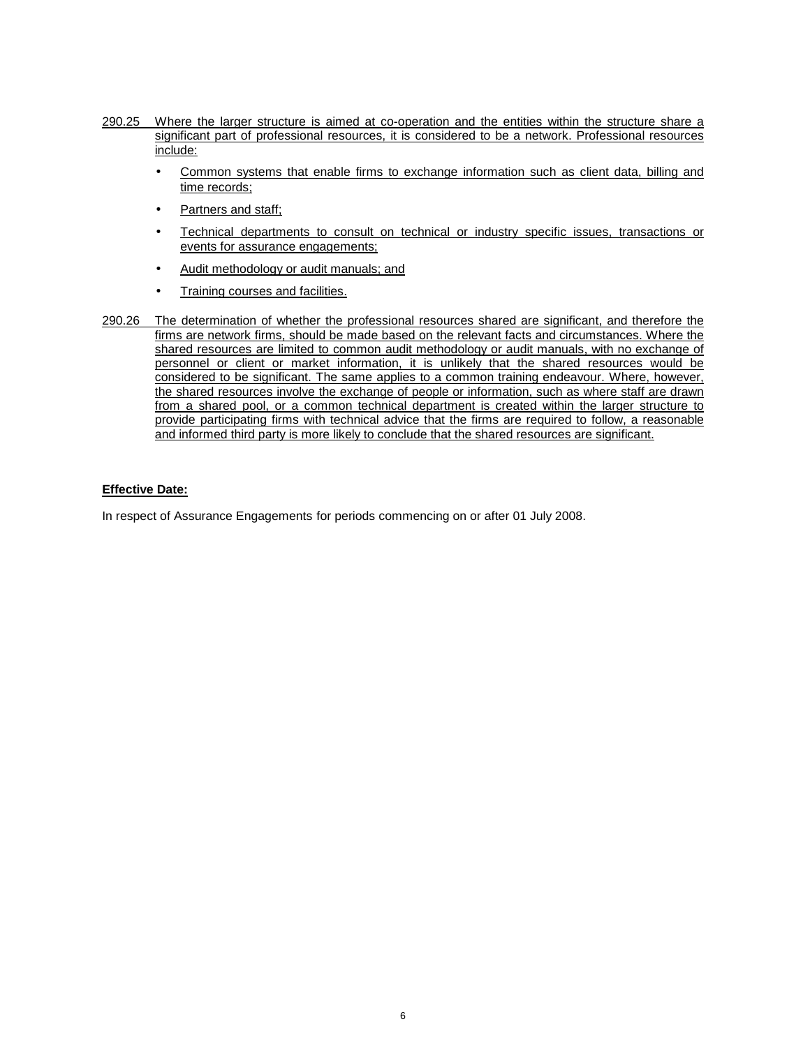290.25 Where the larger structure is aimed at co-operation and the entities within the structure share a significant part of professional resources, it is considered to be a network. Professional resources include:

- Common systems that enable firms to exchange information such as client data, billing and time records;
- Partners and staff;
- Technical departments to consult on technical or industry specific issues, transactions or events for assurance engagements;
- Audit methodology or audit manuals; and
- Training courses and facilities.

290.26 The determination of whether the professional resources shared are significant, and therefore the firms are network firms, should be made based on the relevant facts and circumstances. Where the shared resources are limited to common audit methodology or audit manuals, with no exchange of personnel or client or market information, it is unlikely that the shared resources would be considered to be significant. The same applies to a common training endeavour. Where, however, the shared resources involve the exchange of people or information, such as where staff are drawn from a shared pool, or a common technical department is created within the larger structure to provide participating firms with technical advice that the firms are required to follow, a reasonable and informed third party is more likely to conclude that the shared resources are significant.

**Effective Date:**

In respect of Assurance Engagements for periods commencing on or after 01 July 2008.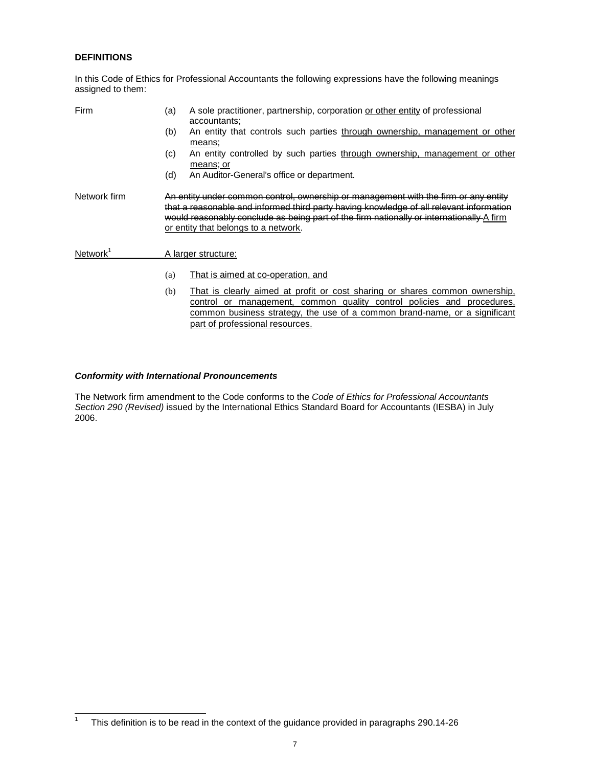**DEFINITIONS**

In this Code of Ethics for Professional Accountants the following expressions have the following meanings assigned to them:

Firm

(a) A sole practitioner, partnership, corporation or other entity of professional accountants;

(b) An entity that controls such parties through ownership, management or other means;

(c) An entity controlled by such parties through ownership, management or other means; or

(d) An Auditor-General's office or department.

Network firm

~~An entity under common control, ownership or management with the firm or any entity that a reasonable and informed third party having knowledge of all relevant information would reasonably conclude as being part of the firm nationally or internationally~~ A firm or entity that belongs to a network.

Network[1]

A larger structure:

(a) That is aimed at co-operation, and

(b) That is clearly aimed at profit or cost sharing or shares common ownership, control or management, common quality control policies and procedures, common business strategy, the use of a common brand-name, or a significant part of professional resources.

***Conformity with International Pronouncements***

The Network firm amendment to the Code conforms to the *Code of Ethics for Professional Accountants Section 290 (Revised)* issued by the International Ethics Standard Board for Accountants (IESBA) in July 2006.

[1] This definition is to be read in the context of the guidance provided in paragraphs 290.14-26